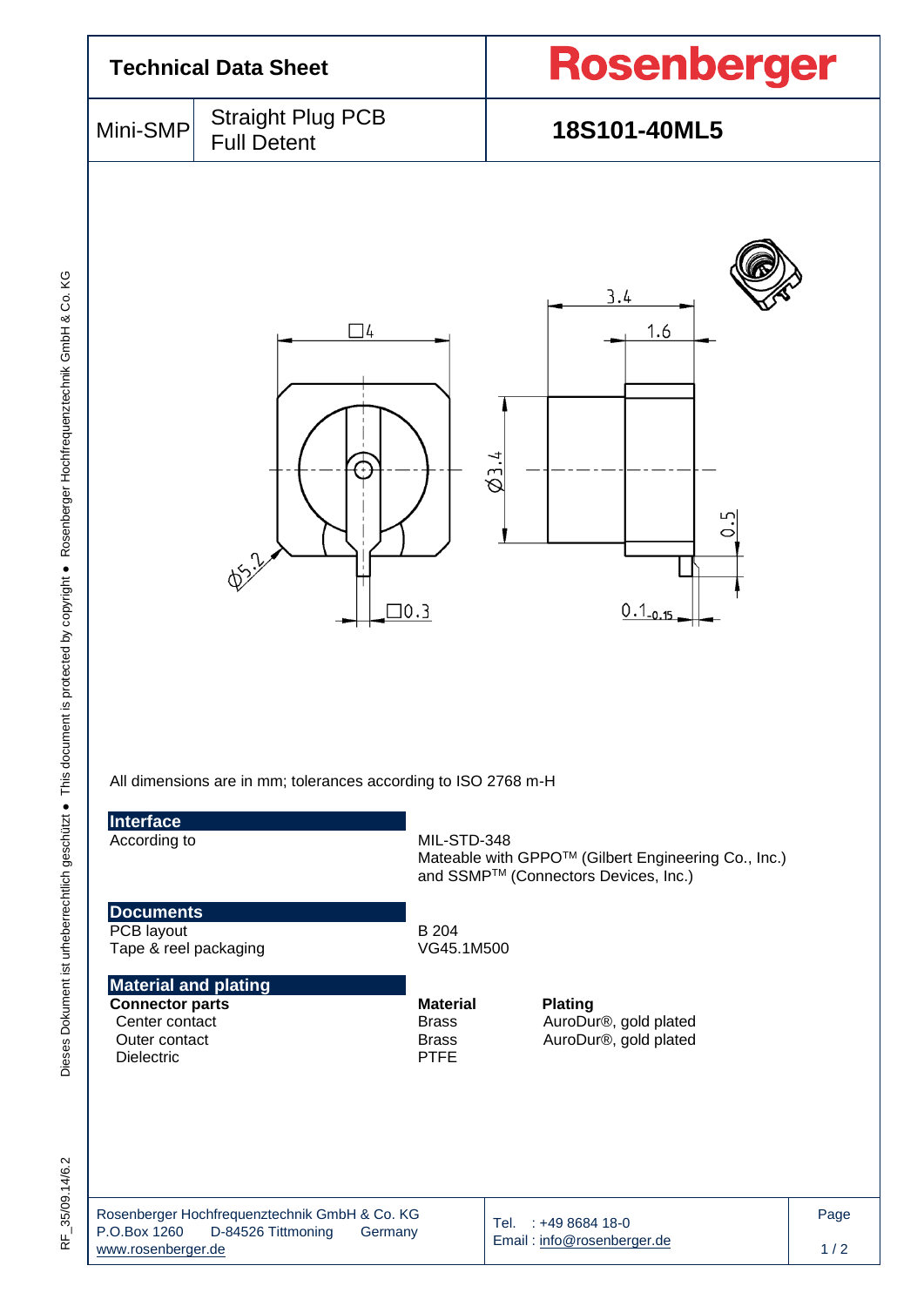# Technical Data Sheet

**Rosenberger**

| Mini-SMP | Straight Plug PCB Full Detent | **18S101-40ML5** |
|---|---|---|

All dimensions are in mm; tolerances according to ISO 2768 m-H

## Interface

| | |
|---|---|
| According to | MIL-STD-348<br>Mateable with GPPO™ (Gilbert Engineering Co., Inc.) and SSMP™ (Connectors Devices, Inc.) |

## Documents

| | |
|---|---|
| PCB layout | B 204 |
| Tape & reel packaging | VG45.1M500 |

## Material and plating

| **Connector parts** | **Material** | **Plating** |
|---|---|---|
| Center contact | Brass | AuroDur®, gold plated |
| Outer contact | Brass | AuroDur®, gold plated |
| Dielectric | PTFE | |

Rosenberger Hochfrequenztechnik GmbH & Co. KG
P.O.Box 1260 D-84526 Tittmoning Germany
www.rosenberger.de

Tel. : +49 8684 18-0
Email : info@rosenberger.de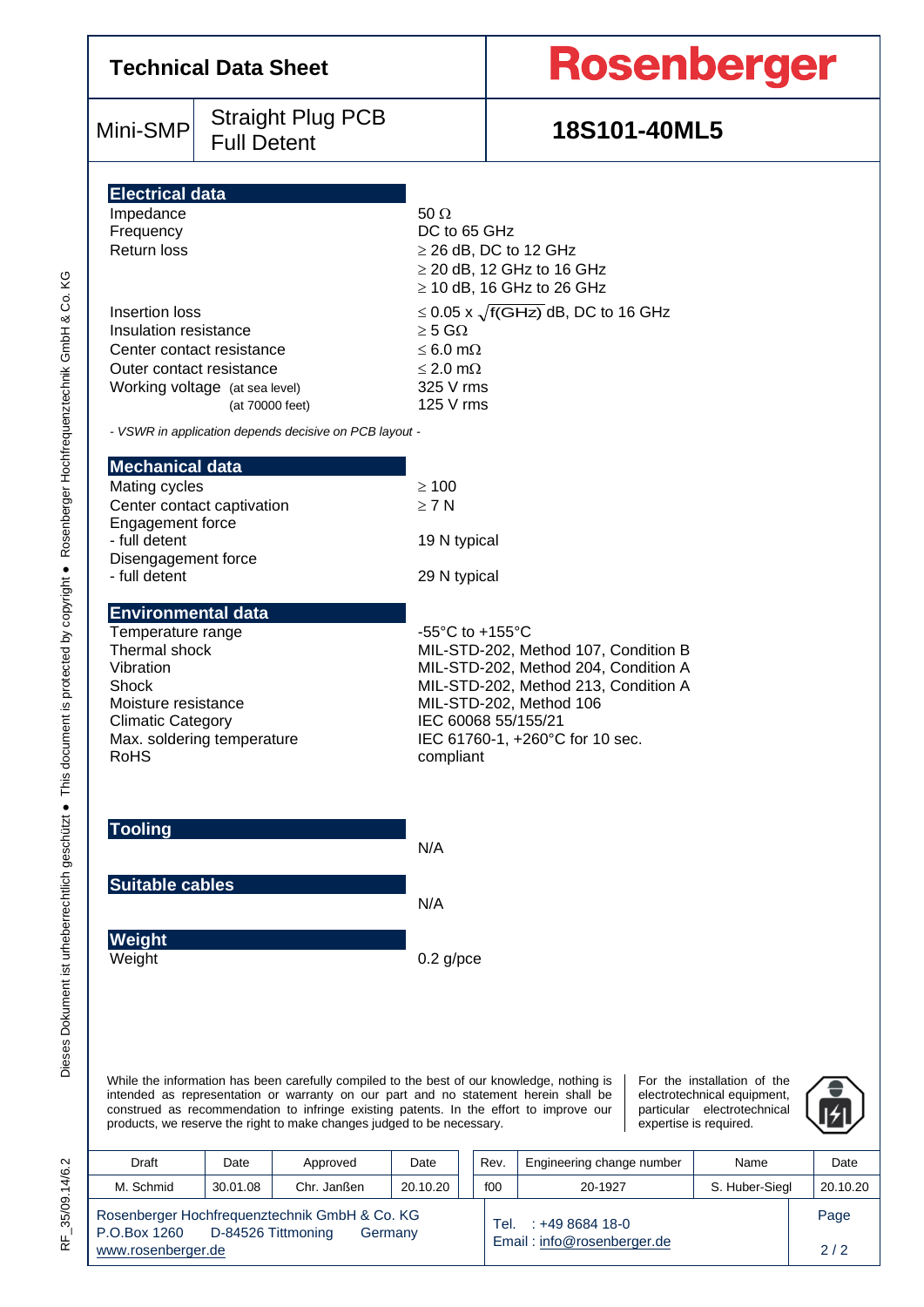# Technical Data Sheet

**Rosenberger**

| | | |
|---|---|---|
| Mini-SMP | Straight Plug PCB Full Detent | **18S101-40ML5** |

## Electrical data

| | |
|---|---|
| Impedance | 50 Ω |
| Frequency | DC to 65 GHz |
| Return loss | ≥ 26 dB, DC to 12 GHz<br>≥ 20 dB, 12 GHz to 16 GHz<br>≥ 10 dB, 16 GHz to 26 GHz |
| Insertion loss | ≤ 0.05 x $\sqrt{f(GHz)}$ dB, DC to 16 GHz |
| Insulation resistance | ≥ 5 GΩ |
| Center contact resistance | ≤ 6.0 mΩ |
| Outer contact resistance | ≤ 2.0 mΩ |
| Working voltage (at sea level) | 325 V rms |
| (at 70000 feet) | 125 V rms |

*- VSWR in application depends decisive on PCB layout -*

## Mechanical data

| | |
|---|---|
| Mating cycles | ≥ 100 |
| Center contact captivation | ≥ 7 N |
| Engagement force<br>- full detent | 19 N typical |
| Disengagement force<br>- full detent | 29 N typical |

## Environmental data

| | |
|---|---|
| Temperature range | -55°C to +155°C |
| Thermal shock | MIL-STD-202, Method 107, Condition B |
| Vibration | MIL-STD-202, Method 204, Condition A |
| Shock | MIL-STD-202, Method 213, Condition A |
| Moisture resistance | MIL-STD-202, Method 106 |
| Climatic Category | IEC 60068 55/155/21 |
| Max. soldering temperature | IEC 61760-1, +260°C for 10 sec. |
| RoHS | compliant |

## Tooling

N/A

## Suitable cables

N/A

## Weight

| | |
|---|---|
| Weight | 0.2 g/pce |

While the information has been carefully compiled to the best of our knowledge, nothing is intended as representation or warranty on our part and no statement herein shall be construed as recommendation to infringe existing patents. In the effort to improve our products, we reserve the right to make changes judged to be necessary.

For the installation of the electrotechnical equipment, particular electrotechnical expertise is required.

| Draft | Date | Approved | Date | Rev. | Engineering change number | Name | Date |
|---|---|---|---|---|---|---|---|
| M. Schmid | 30.01.08 | Chr. Janßen | 20.10.20 | f00 | 20-1927 | S. Huber-Siegl | 20.10.20 |

Rosenberger Hochfrequenztechnik GmbH & Co. KG
P.O.Box 1260 D-84526 Tittmoning Germany
www.rosenberger.de

Tel. : +49 8684 18-0
Email : info@rosenberger.de

RF_35/09.14/6.2

Dieses Dokument ist urheberrechtlich geschützt ● This document is protected by copyright ● Rosenberger Hochfrequenztechnik GmbH & Co. KG